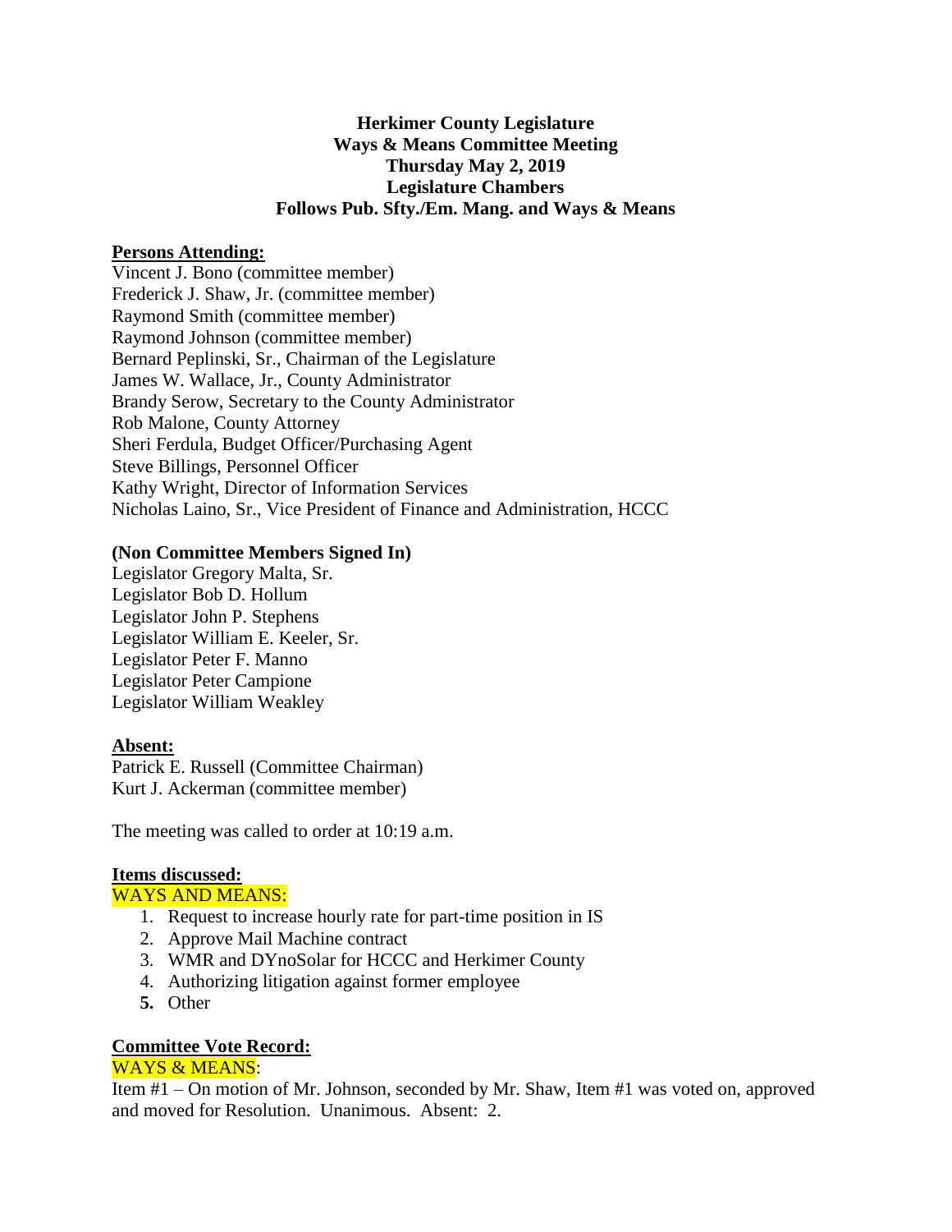**Herkimer County Legislature**
**Ways & Means Committee Meeting**
**Thursday May 2, 2019**
**Legislature Chambers**
**Follows Pub. Sfty./Em. Mang. and Ways & Means**

**Persons Attending:**

Vincent J. Bono (committee member)
Frederick J. Shaw, Jr. (committee member)
Raymond Smith (committee member)
Raymond Johnson (committee member)
Bernard Peplinski, Sr., Chairman of the Legislature
James W. Wallace, Jr., County Administrator
Brandy Serow, Secretary to the County Administrator
Rob Malone, County Attorney
Sheri Ferdula, Budget Officer/Purchasing Agent
Steve Billings, Personnel Officer
Kathy Wright, Director of Information Services
Nicholas Laino, Sr., Vice President of Finance and Administration, HCCC

**(Non Committee Members Signed In)**

Legislator Gregory Malta, Sr.
Legislator Bob D. Hollum
Legislator John P. Stephens
Legislator William E. Keeler, Sr.
Legislator Peter F. Manno
Legislator Peter Campione
Legislator William Weakley

**Absent:**

Patrick E. Russell (Committee Chairman)
Kurt J. Ackerman (committee member)

The meeting was called to order at 10:19 a.m.

**Items discussed:**

WAYS AND MEANS:

1. Request to increase hourly rate for part-time position in IS
2. Approve Mail Machine contract
3. WMR and DYnoSolar for HCCC and Herkimer County
4. Authorizing litigation against former employee
5. Other

**Committee Vote Record:**

WAYS & MEANS:

Item #1 – On motion of Mr. Johnson, seconded by Mr. Shaw, Item #1 was voted on, approved and moved for Resolution. Unanimous. Absent: 2.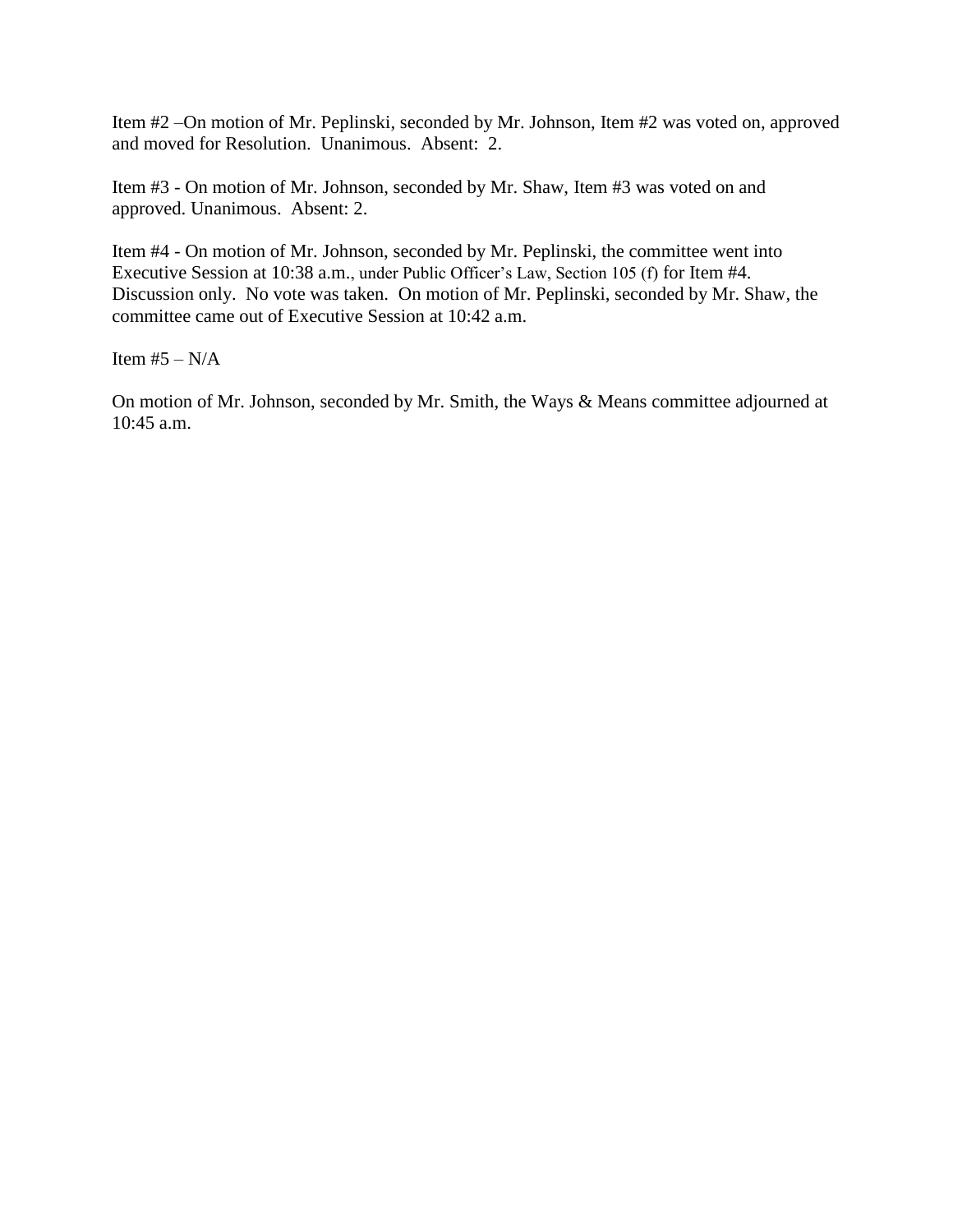Item #2 –On motion of Mr. Peplinski, seconded by Mr. Johnson, Item #2 was voted on, approved and moved for Resolution. Unanimous. Absent: 2.

Item #3 - On motion of Mr. Johnson, seconded by Mr. Shaw, Item #3 was voted on and approved. Unanimous. Absent: 2.

Item #4 - On motion of Mr. Johnson, seconded by Mr. Peplinski, the committee went into Executive Session at 10:38 a.m., under Public Officer's Law, Section 105 (f) for Item #4. Discussion only. No vote was taken. On motion of Mr. Peplinski, seconded by Mr. Shaw, the committee came out of Executive Session at 10:42 a.m.

Item #5 – N/A

On motion of Mr. Johnson, seconded by Mr. Smith, the Ways & Means committee adjourned at 10:45 a.m.